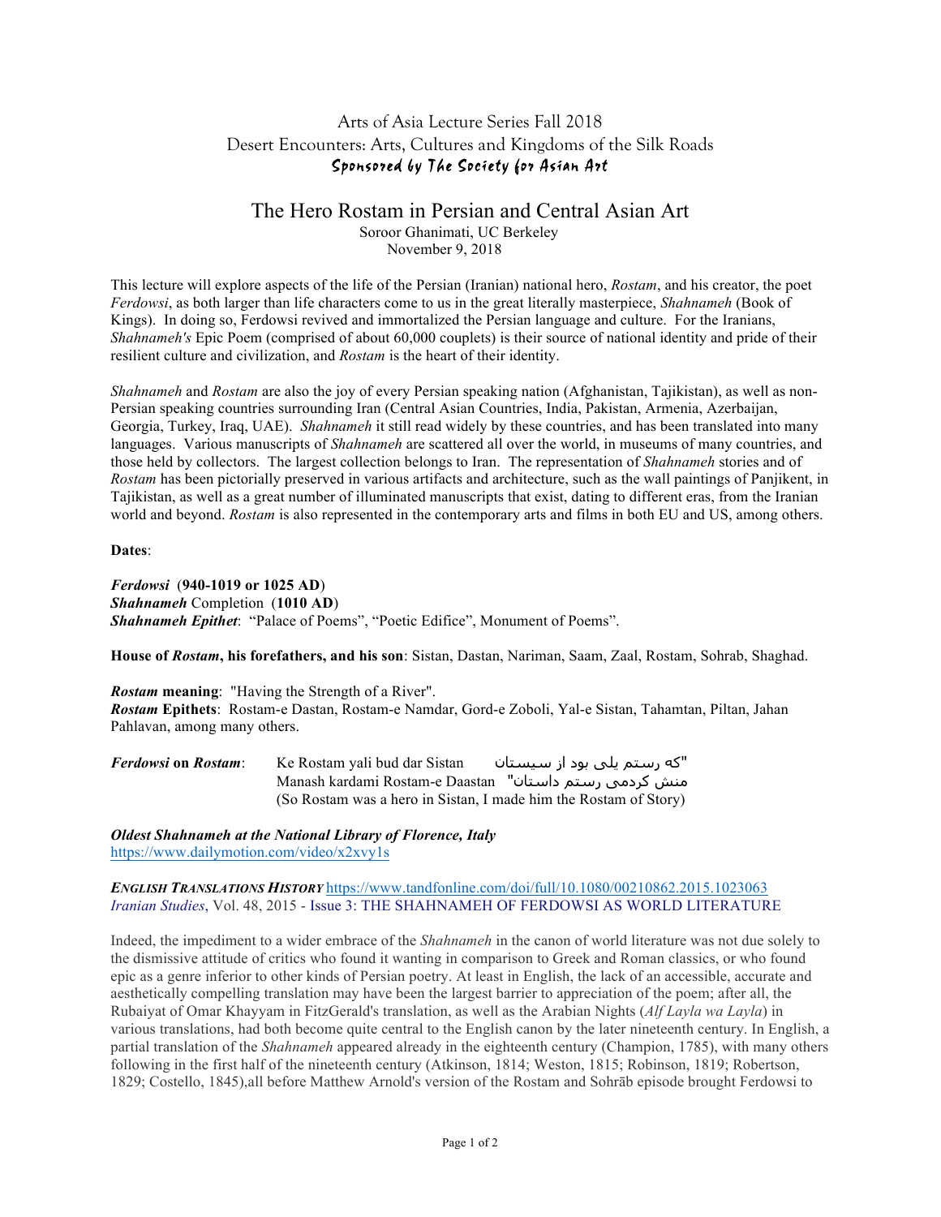Arts of Asia Lecture Series Fall 2018
Desert Encounters: Arts, Cultures and Kingdoms of the Silk Roads
Sponsored by The Society for Asian Art

# The Hero Rostam in Persian and Central Asian Art

Soroor Ghanimati, UC Berkeley
November 9, 2018

This lecture will explore aspects of the life of the Persian (Iranian) national hero, *Rostam*, and his creator, the poet *Ferdowsi*, as both larger than life characters come to us in the great literally masterpiece, *Shahnameh* (Book of Kings). In doing so, Ferdowsi revived and immortalized the Persian language and culture. For the Iranians, *Shahnameh's* Epic Poem (comprised of about 60,000 couplets) is their source of national identity and pride of their resilient culture and civilization, and *Rostam* is the heart of their identity.

*Shahnameh* and *Rostam* are also the joy of every Persian speaking nation (Afghanistan, Tajikistan), as well as non-Persian speaking countries surrounding Iran (Central Asian Countries, India, Pakistan, Armenia, Azerbaijan, Georgia, Turkey, Iraq, UAE). *Shahnameh* it still read widely by these countries, and has been translated into many languages. Various manuscripts of *Shahnameh* are scattered all over the world, in museums of many countries, and those held by collectors. The largest collection belongs to Iran. The representation of *Shahnameh* stories and of *Rostam* has been pictorially preserved in various artifacts and architecture, such as the wall paintings of Panjikent, in Tajikistan, as well as a great number of illuminated manuscripts that exist, dating to different eras, from the Iranian world and beyond. *Rostam* is also represented in the contemporary arts and films in both EU and US, among others.

**Dates**:

***Ferdowsi*** (**940-1019 or 1025 AD**)
***Shahnameh*** Completion (**1010 AD**)
***Shahnameh Epithet***: "Palace of Poems", "Poetic Edifice", Monument of Poems".

**House of *Rostam*, his forefathers, and his son**: Sistan, Dastan, Nariman, Saam, Zaal, Rostam, Sohrab, Shaghad.

***Rostam* meaning**: "Having the Strength of a River".
***Rostam* Epithets**: Rostam-e Dastan, Rostam-e Namdar, Gord-e Zoboli, Yal-e Sistan, Tahamtan, Piltan, Jahan Pahlavan, among many others.

***Ferdowsi* on *Rostam***: Ke Rostam yali bud dar Sistan "که رستم یلی بود از سیستان
Manash kardami Rostam-e Daastan منش کردمی رستم داستان"
(So Rostam was a hero in Sistan, I made him the Rostam of Story)

***Oldest Shahnameh at the National Library of Florence, Italy***
https://www.dailymotion.com/video/x2xvy1s

***ENGLISH TRANSLATIONS HISTORY*** https://www.tandfonline.com/doi/full/10.1080/00210862.2015.1023063
*Iranian Studies*, Vol. 48, 2015 - Issue 3: THE SHAHNAMEH OF FERDOWSI AS WORLD LITERATURE

Indeed, the impediment to a wider embrace of the *Shahnameh* in the canon of world literature was not due solely to the dismissive attitude of critics who found it wanting in comparison to Greek and Roman classics, or who found epic as a genre inferior to other kinds of Persian poetry. At least in English, the lack of an accessible, accurate and aesthetically compelling translation may have been the largest barrier to appreciation of the poem; after all, the Rubaiyat of Omar Khayyam in FitzGerald's translation, as well as the Arabian Nights (*Alf Layla wa Layla*) in various translations, had both become quite central to the English canon by the later nineteenth century. In English, a partial translation of the *Shahnameh* appeared already in the eighteenth century (Champion, 1785), with many others following in the first half of the nineteenth century (Atkinson, 1814; Weston, 1815; Robinson, 1819; Robertson, 1829; Costello, 1845),all before Matthew Arnold's version of the Rostam and Sohrāb episode brought Ferdowsi to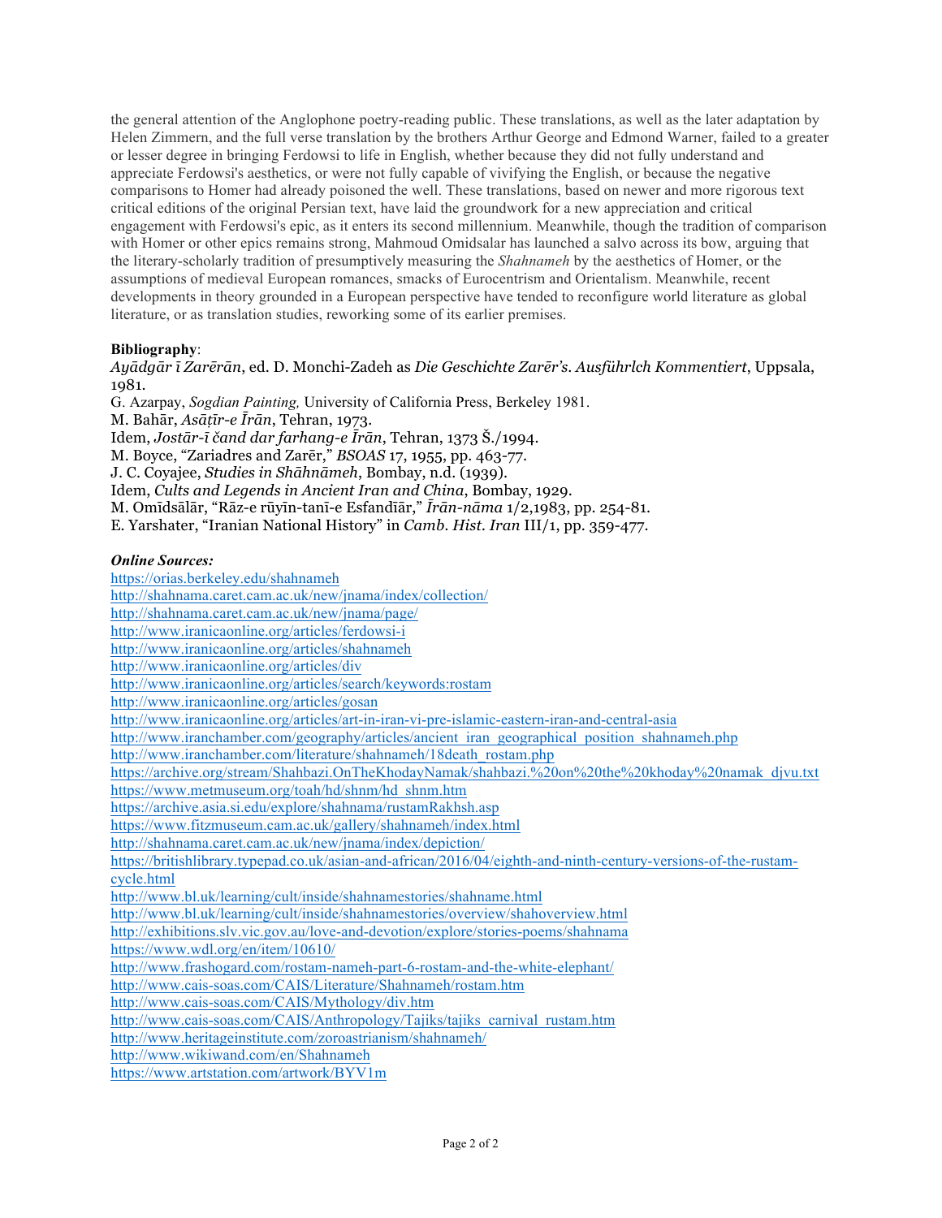the general attention of the Anglophone poetry-reading public. These translations, as well as the later adaptation by Helen Zimmern, and the full verse translation by the brothers Arthur George and Edmond Warner, failed to a greater or lesser degree in bringing Ferdowsi to life in English, whether because they did not fully understand and appreciate Ferdowsi's aesthetics, or were not fully capable of vivifying the English, or because the negative comparisons to Homer had already poisoned the well. These translations, based on newer and more rigorous text critical editions of the original Persian text, have laid the groundwork for a new appreciation and critical engagement with Ferdowsi's epic, as it enters its second millennium. Meanwhile, though the tradition of comparison with Homer or other epics remains strong, Mahmoud Omidsalar has launched a salvo across its bow, arguing that the literary-scholarly tradition of presumptively measuring the *Shahnameh* by the aesthetics of Homer, or the assumptions of medieval European romances, smacks of Eurocentrism and Orientalism. Meanwhile, recent developments in theory grounded in a European perspective have tended to reconfigure world literature as global literature, or as translation studies, reworking some of its earlier premises.

**Bibliography**:

*Ayādgār ī Zarērān*, ed. D. Monchi-Zadeh as *Die Geschichte Zarēr's. Ausführlch Kommentiert*, Uppsala, 1981.
G. Azarpay, *Sogdian Painting,* University of California Press, Berkeley 1981.
M. Bahār, *Asāṭīr-e Īrān*, Tehran, 1973.
Idem, *Jostār-ī čand dar farhang-e Īrān*, Tehran, 1373 Š./1994.
M. Boyce, "Zariadres and Zarēr," *BSOAS* 17, 1955, pp. 463-77.
J. C. Coyajee, *Studies in Shāhnāmeh*, Bombay, n.d. (1939).
Idem, *Cults and Legends in Ancient Iran and China*, Bombay, 1929.
M. Omīdsālār, "Rāz-e rūyīn-tanī-e Esfandīār," *Īrān-nāma* 1/2,1983, pp. 254-81.
E. Yarshater, "Iranian National History" in *Camb. Hist. Iran* III/1, pp. 359-477.

***Online Sources:***

https://orias.berkeley.edu/shahnameh
http://shahnama.caret.cam.ac.uk/new/jnama/index/collection/
http://shahnama.caret.cam.ac.uk/new/jnama/page/
http://www.iranicaonline.org/articles/ferdowsi-i
http://www.iranicaonline.org/articles/shahnameh
http://www.iranicaonline.org/articles/div
http://www.iranicaonline.org/articles/search/keywords:rostam
http://www.iranicaonline.org/articles/gosan
http://www.iranicaonline.org/articles/art-in-iran-vi-pre-islamic-eastern-iran-and-central-asia
http://www.iranchamber.com/geography/articles/ancient_iran_geographical_position_shahnameh.php
http://www.iranchamber.com/literature/shahnameh/18death_rostam.php
https://archive.org/stream/Shahbazi.OnTheKhodayNamak/shahbazi.%20on%20the%20khoday%20namak_djvu.txt
https://www.metmuseum.org/toah/hd/shnm/hd_shnm.htm
https://archive.asia.si.edu/explore/shahnama/rustamRakhsh.asp
https://www.fitzmuseum.cam.ac.uk/gallery/shahnameh/index.html
http://shahnama.caret.cam.ac.uk/new/jnama/index/depiction/
https://britishlibrary.typepad.co.uk/asian-and-african/2016/04/eighth-and-ninth-century-versions-of-the-rustam-cycle.html
http://www.bl.uk/learning/cult/inside/shahnamestories/shahname.html
http://www.bl.uk/learning/cult/inside/shahnamestories/overview/shahoverview.html
http://exhibitions.slv.vic.gov.au/love-and-devotion/explore/stories-poems/shahnama
https://www.wdl.org/en/item/10610/
http://www.frashogard.com/rostam-nameh-part-6-rostam-and-the-white-elephant/
http://www.cais-soas.com/CAIS/Literature/Shahnameh/rostam.htm
http://www.cais-soas.com/CAIS/Mythology/div.htm
http://www.cais-soas.com/CAIS/Anthropology/Tajiks/tajiks_carnival_rustam.htm
http://www.heritageinstitute.com/zoroastrianism/shahnameh/
http://www.wikiwand.com/en/Shahnameh
https://www.artstation.com/artwork/BYV1m